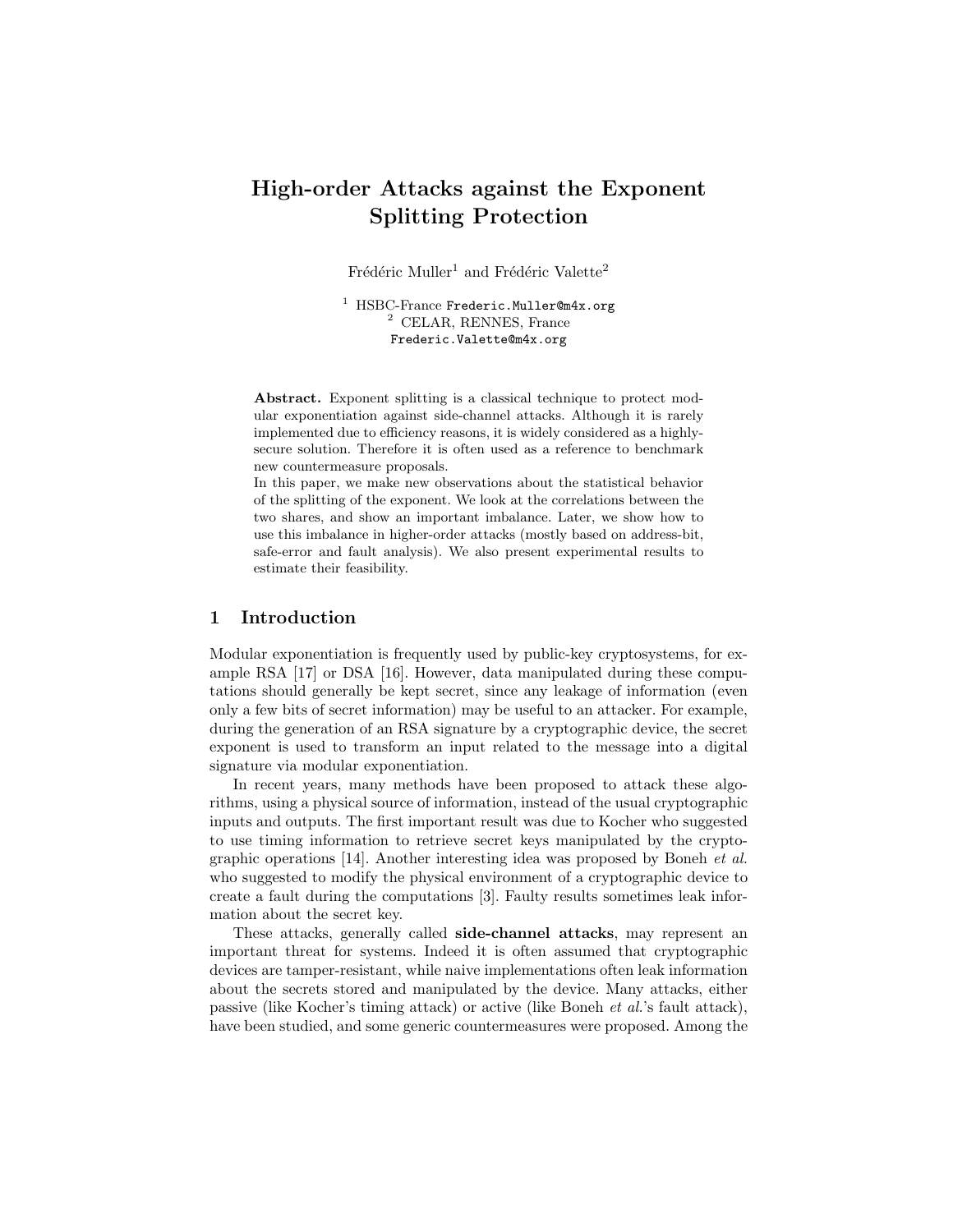# High-order Attacks against the Exponent Splitting Protection

Frédéric Muller[1] and Frédéric Valette[2]

[1] HSBC-France Frederic.Muller@m4x.org
[2] CELAR, RENNES, France
Frederic.Valette@m4x.org

**Abstract.** Exponent splitting is a classical technique to protect modular exponentiation against side-channel attacks. Although it is rarely implemented due to efficiency reasons, it is widely considered as a highly-secure solution. Therefore it is often used as a reference to benchmark new countermeasure proposals.
In this paper, we make new observations about the statistical behavior of the splitting of the exponent. We look at the correlations between the two shares, and show an important imbalance. Later, we show how to use this imbalance in higher-order attacks (mostly based on address-bit, safe-error and fault analysis). We also present experimental results to estimate their feasibility.

## 1 Introduction

Modular exponentiation is frequently used by public-key cryptosystems, for example RSA [17] or DSA [16]. However, data manipulated during these computations should generally be kept secret, since any leakage of information (even only a few bits of secret information) may be useful to an attacker. For example, during the generation of an RSA signature by a cryptographic device, the secret exponent is used to transform an input related to the message into a digital signature via modular exponentiation.

In recent years, many methods have been proposed to attack these algorithms, using a physical source of information, instead of the usual cryptographic inputs and outputs. The first important result was due to Kocher who suggested to use timing information to retrieve secret keys manipulated by the cryptographic operations [14]. Another interesting idea was proposed by Boneh *et al.* who suggested to modify the physical environment of a cryptographic device to create a fault during the computations [3]. Faulty results sometimes leak information about the secret key.

These attacks, generally called **side-channel attacks**, may represent an important threat for systems. Indeed it is often assumed that cryptographic devices are tamper-resistant, while naive implementations often leak information about the secrets stored and manipulated by the device. Many attacks, either passive (like Kocher's timing attack) or active (like Boneh *et al.*'s fault attack), have been studied, and some generic countermeasures were proposed. Among the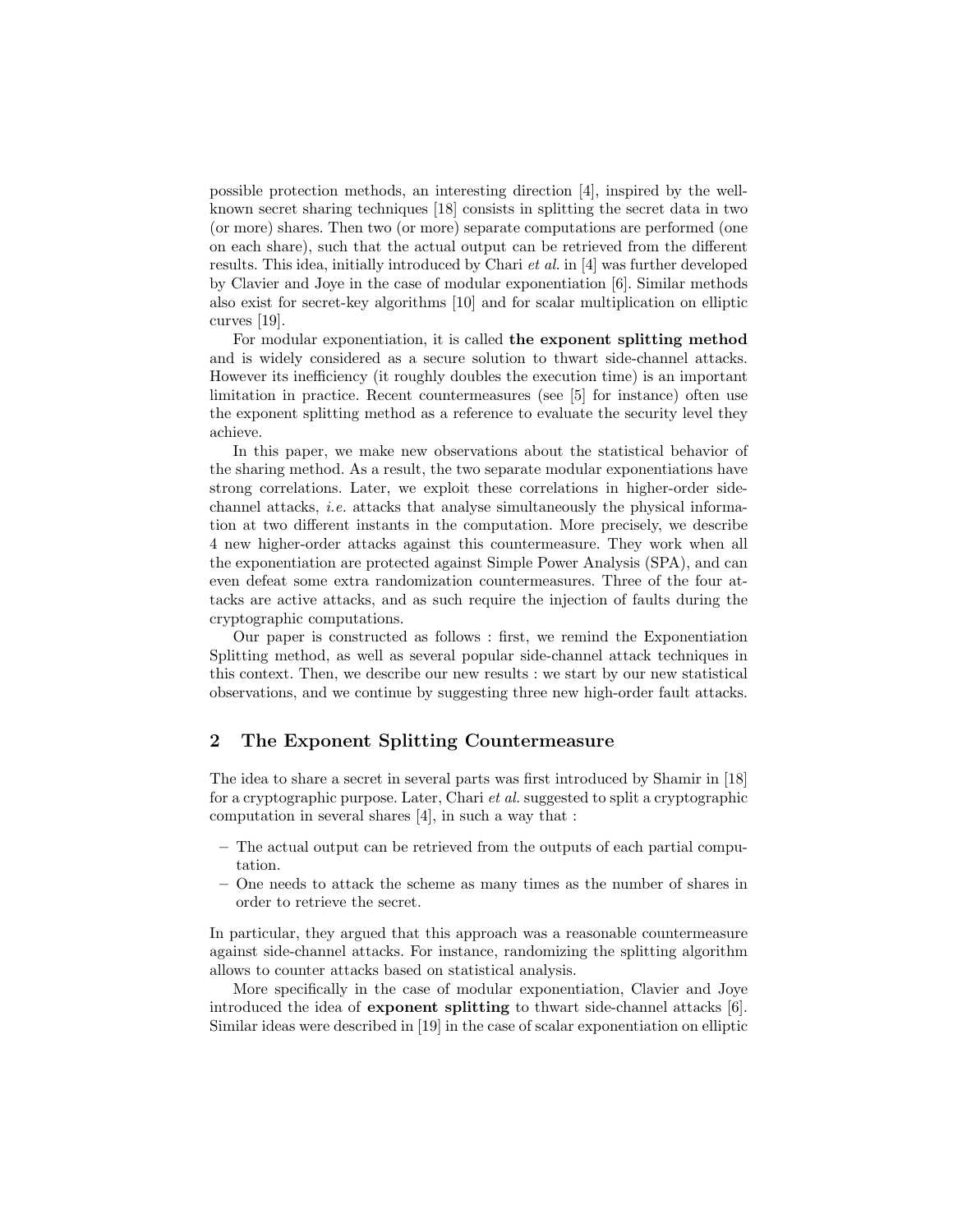possible protection methods, an interesting direction [4], inspired by the well-known secret sharing techniques [18] consists in splitting the secret data in two (or more) shares. Then two (or more) separate computations are performed (one on each share), such that the actual output can be retrieved from the different results. This idea, initially introduced by Chari *et al.* in [4] was further developed by Clavier and Joye in the case of modular exponentiation [6]. Similar methods also exist for secret-key algorithms [10] and for scalar multiplication on elliptic curves [19].

For modular exponentiation, it is called **the exponent splitting method** and is widely considered as a secure solution to thwart side-channel attacks. However its inefficiency (it roughly doubles the execution time) is an important limitation in practice. Recent countermeasures (see [5] for instance) often use the exponent splitting method as a reference to evaluate the security level they achieve.

In this paper, we make new observations about the statistical behavior of the sharing method. As a result, the two separate modular exponentiations have strong correlations. Later, we exploit these correlations in higher-order side-channel attacks, *i.e.* attacks that analyse simultaneously the physical information at two different instants in the computation. More precisely, we describe 4 new higher-order attacks against this countermeasure. They work when all the exponentiation are protected against Simple Power Analysis (SPA), and can even defeat some extra randomization countermeasures. Three of the four attacks are active attacks, and as such require the injection of faults during the cryptographic computations.

Our paper is constructed as follows : first, we remind the Exponentiation Splitting method, as well as several popular side-channel attack techniques in this context. Then, we describe our new results : we start by our new statistical observations, and we continue by suggesting three new high-order fault attacks.

## 2 The Exponent Splitting Countermeasure

The idea to share a secret in several parts was first introduced by Shamir in [18] for a cryptographic purpose. Later, Chari *et al.* suggested to split a cryptographic computation in several shares [4], in such a way that :

- The actual output can be retrieved from the outputs of each partial computation.
- One needs to attack the scheme as many times as the number of shares in order to retrieve the secret.

In particular, they argued that this approach was a reasonable countermeasure against side-channel attacks. For instance, randomizing the splitting algorithm allows to counter attacks based on statistical analysis.

More specifically in the case of modular exponentiation, Clavier and Joye introduced the idea of **exponent splitting** to thwart side-channel attacks [6]. Similar ideas were described in [19] in the case of scalar exponentiation on elliptic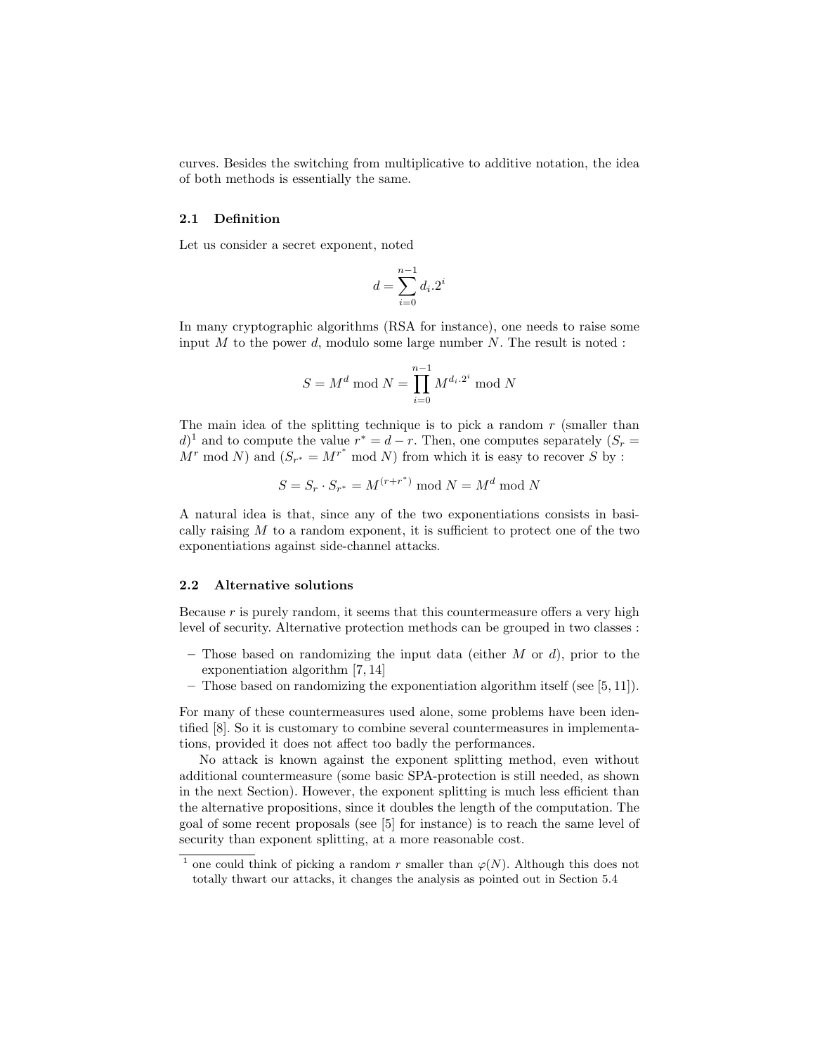curves. Besides the switching from multiplicative to additive notation, the idea of both methods is essentially the same.

### 2.1 Definition

Let us consider a secret exponent, noted

$$d = \sum_{i=0}^{n-1} d_i.2^i$$

In many cryptographic algorithms (RSA for instance), one needs to raise some input $M$ to the power $d$, modulo some large number $N$. The result is noted :

$$S = M^d \bmod N = \prod_{i=0}^{n-1} M^{d_i.2^i} \bmod N$$

The main idea of the splitting technique is to pick a random $r$ (smaller than $d$)[1] and to compute the value $r^* = d - r$. Then, one computes separately ($S_r = M^r \bmod N$) and ($S_{r^*} = M^{r^*} \bmod N$) from which it is easy to recover $S$ by :

$$S = S_r \cdot S_{r^*} = M^{(r+r^*)} \bmod N = M^d \bmod N$$

A natural idea is that, since any of the two exponentiations consists in basically raising $M$ to a random exponent, it is sufficient to protect one of the two exponentiations against side-channel attacks.

### 2.2 Alternative solutions

Because $r$ is purely random, it seems that this countermeasure offers a very high level of security. Alternative protection methods can be grouped in two classes :

- Those based on randomizing the input data (either $M$ or $d$), prior to the exponentiation algorithm [7, 14]
- Those based on randomizing the exponentiation algorithm itself (see [5, 11]).

For many of these countermeasures used alone, some problems have been identified [8]. So it is customary to combine several countermeasures in implementations, provided it does not affect too badly the performances.

No attack is known against the exponent splitting method, even without additional countermeasure (some basic SPA-protection is still needed, as shown in the next Section). However, the exponent splitting is much less efficient than the alternative propositions, since it doubles the length of the computation. The goal of some recent proposals (see [5] for instance) is to reach the same level of security than exponent splitting, at a more reasonable cost.

[1] one could think of picking a random $r$ smaller than $\varphi(N)$. Although this does not totally thwart our attacks, it changes the analysis as pointed out in Section 5.4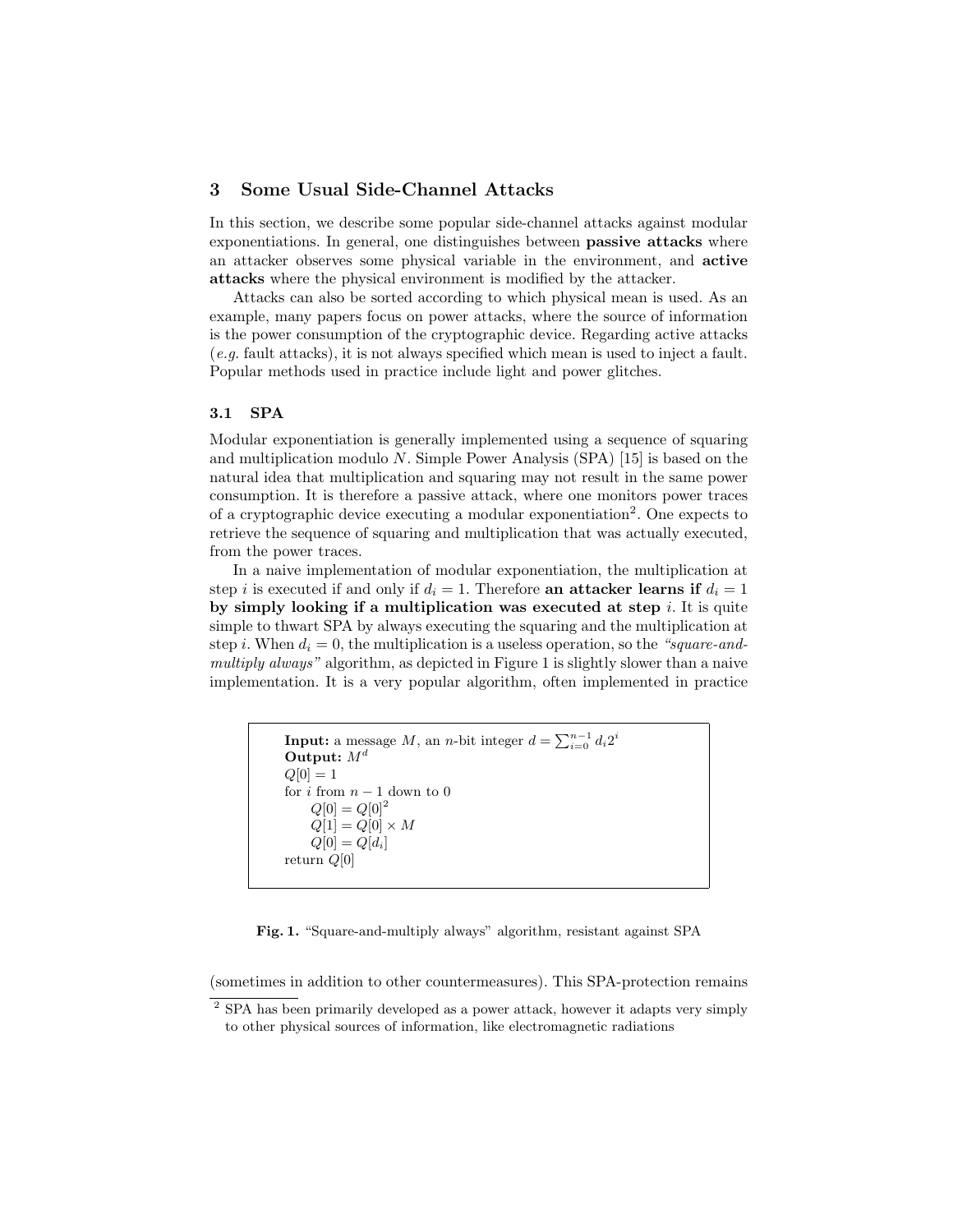## 3 Some Usual Side-Channel Attacks

In this section, we describe some popular side-channel attacks against modular exponentiations. In general, one distinguishes between **passive attacks** where an attacker observes some physical variable in the environment, and **active attacks** where the physical environment is modified by the attacker.

Attacks can also be sorted according to which physical mean is used. As an example, many papers focus on power attacks, where the source of information is the power consumption of the cryptographic device. Regarding active attacks (*e.g.* fault attacks), it is not always specified which mean is used to inject a fault. Popular methods used in practice include light and power glitches.

### 3.1 SPA

Modular exponentiation is generally implemented using a sequence of squaring and multiplication modulo $N$. Simple Power Analysis (SPA) [15] is based on the natural idea that multiplication and squaring may not result in the same power consumption. It is therefore a passive attack, where one monitors power traces of a cryptographic device executing a modular exponentiation[2]. One expects to retrieve the sequence of squaring and multiplication that was actually executed, from the power traces.

In a naive implementation of modular exponentiation, the multiplication at step $i$ is executed if and only if $d_i = 1$. Therefore **an attacker learns if $d_i = 1$ by simply looking if a multiplication was executed at step $i$**. It is quite simple to thwart SPA by always executing the squaring and the multiplication at step $i$. When $d_i = 0$, the multiplication is a useless operation, so the *"square-and-multiply always"* algorithm, as depicted in Figure 1 is slightly slower than a naive implementation. It is a very popular algorithm, often implemented in practice

> **Input:** a message $M$, an $n$-bit integer $d = \sum_{i=0}^{n-1} d_i 2^i$
> **Output:** $M^d$
> $Q[0] = 1$
> for $i$ from $n-1$ down to 0
> &nbsp;&nbsp;&nbsp;&nbsp;$Q[0] = Q[0]^2$
> &nbsp;&nbsp;&nbsp;&nbsp;$Q[1] = Q[0] \times M$
> &nbsp;&nbsp;&nbsp;&nbsp;$Q[0] = Q[d_i]$
> return $Q[0]$

**Fig. 1.** "Square-and-multiply always" algorithm, resistant against SPA

(sometimes in addition to other countermeasures). This SPA-protection remains

[2] SPA has been primarily developed as a power attack, however it adapts very simply to other physical sources of information, like electromagnetic radiations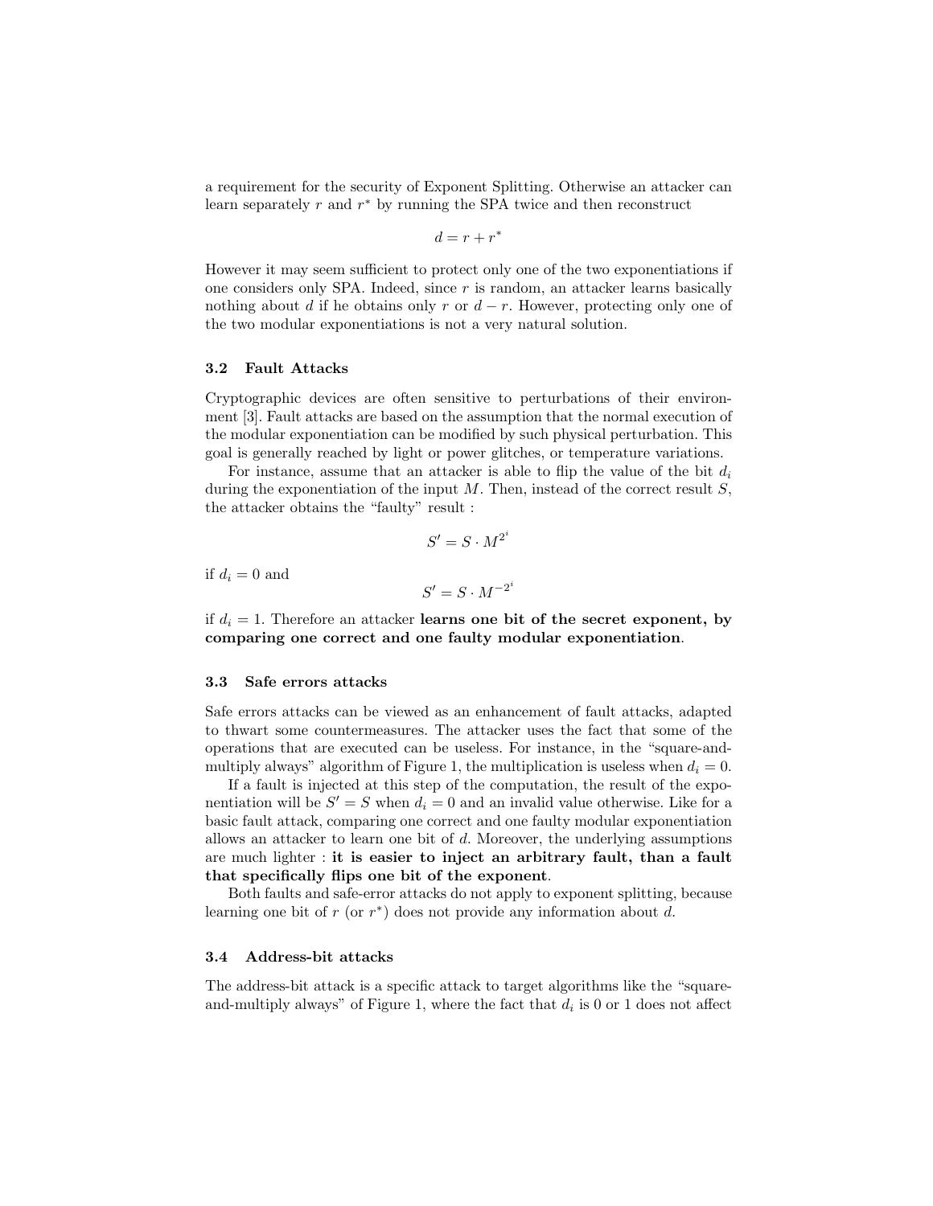a requirement for the security of Exponent Splitting. Otherwise an attacker can learn separately $r$ and $r^*$ by running the SPA twice and then reconstruct

$$d = r + r^*$$

However it may seem sufficient to protect only one of the two exponentiations if one considers only SPA. Indeed, since $r$ is random, an attacker learns basically nothing about $d$ if he obtains only $r$ or $d - r$. However, protecting only one of the two modular exponentiations is not a very natural solution.

### 3.2 Fault Attacks

Cryptographic devices are often sensitive to perturbations of their environment [3]. Fault attacks are based on the assumption that the normal execution of the modular exponentiation can be modified by such physical perturbation. This goal is generally reached by light or power glitches, or temperature variations.

For instance, assume that an attacker is able to flip the value of the bit $d_i$ during the exponentiation of the input $M$. Then, instead of the correct result $S$, the attacker obtains the "faulty" result :

$$S' = S \cdot M^{2^i}$$

if $d_i = 0$ and

$$S' = S \cdot M^{-2^i}$$

if $d_i = 1$. Therefore an attacker **learns one bit of the secret exponent, by comparing one correct and one faulty modular exponentiation**.

### 3.3 Safe errors attacks

Safe errors attacks can be viewed as an enhancement of fault attacks, adapted to thwart some countermeasures. The attacker uses the fact that some of the operations that are executed can be useless. For instance, in the "square-and-multiply always" algorithm of Figure 1, the multiplication is useless when $d_i = 0$.

If a fault is injected at this step of the computation, the result of the exponentiation will be $S' = S$ when $d_i = 0$ and an invalid value otherwise. Like for a basic fault attack, comparing one correct and one faulty modular exponentiation allows an attacker to learn one bit of $d$. Moreover, the underlying assumptions are much lighter : **it is easier to inject an arbitrary fault, than a fault that specifically flips one bit of the exponent**.

Both faults and safe-error attacks do not apply to exponent splitting, because learning one bit of $r$ (or $r^*$) does not provide any information about $d$.

### 3.4 Address-bit attacks

The address-bit attack is a specific attack to target algorithms like the "square-and-multiply always" of Figure 1, where the fact that $d_i$ is 0 or 1 does not affect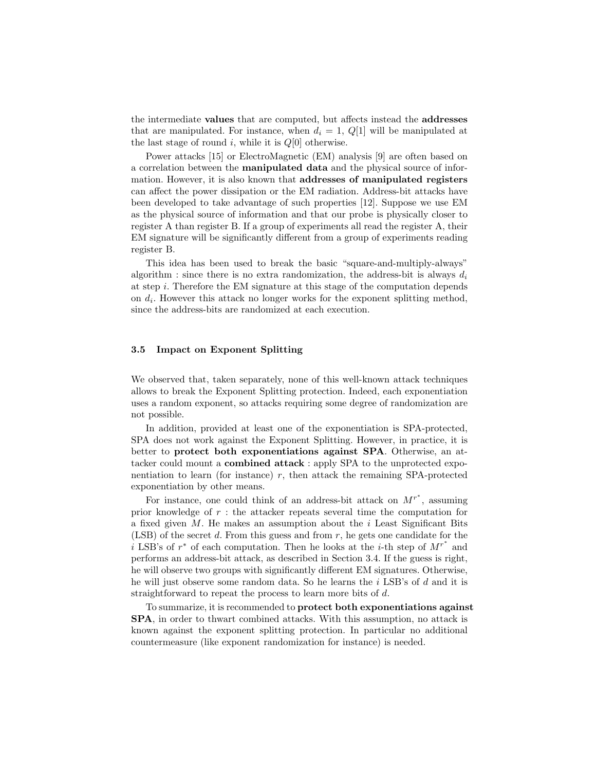the intermediate **values** that are computed, but affects instead the **addresses** that are manipulated. For instance, when $d_i = 1$, $Q[1]$ will be manipulated at the last stage of round $i$, while it is $Q[0]$ otherwise.

Power attacks [15] or ElectroMagnetic (EM) analysis [9] are often based on a correlation between the **manipulated data** and the physical source of information. However, it is also known that **addresses of manipulated registers** can affect the power dissipation or the EM radiation. Address-bit attacks have been developed to take advantage of such properties [12]. Suppose we use EM as the physical source of information and that our probe is physically closer to register A than register B. If a group of experiments all read the register A, their EM signature will be significantly different from a group of experiments reading register B.

This idea has been used to break the basic "square-and-multiply-always" algorithm : since there is no extra randomization, the address-bit is always $d_i$ at step $i$. Therefore the EM signature at this stage of the computation depends on $d_i$. However this attack no longer works for the exponent splitting method, since the address-bits are randomized at each execution.

### 3.5 Impact on Exponent Splitting

We observed that, taken separately, none of this well-known attack techniques allows to break the Exponent Splitting protection. Indeed, each exponentiation uses a random exponent, so attacks requiring some degree of randomization are not possible.

In addition, provided at least one of the exponentiation is SPA-protected, SPA does not work against the Exponent Splitting. However, in practice, it is better to **protect both exponentiations against SPA**. Otherwise, an attacker could mount a **combined attack** : apply SPA to the unprotected exponentiation to learn (for instance) $r$, then attack the remaining SPA-protected exponentiation by other means.

For instance, one could think of an address-bit attack on $M^{r^*}$, assuming prior knowledge of $r$ : the attacker repeats several time the computation for a fixed given $M$. He makes an assumption about the $i$ Least Significant Bits (LSB) of the secret $d$. From this guess and from $r$, he gets one candidate for the $i$ LSB's of $r^*$ of each computation. Then he looks at the $i$-th step of $M^{r^*}$ and performs an address-bit attack, as described in Section 3.4. If the guess is right, he will observe two groups with significantly different EM signatures. Otherwise, he will just observe some random data. So he learns the $i$ LSB's of $d$ and it is straightforward to repeat the process to learn more bits of $d$.

To summarize, it is recommended to **protect both exponentiations against SPA**, in order to thwart combined attacks. With this assumption, no attack is known against the exponent splitting protection. In particular no additional countermeasure (like exponent randomization for instance) is needed.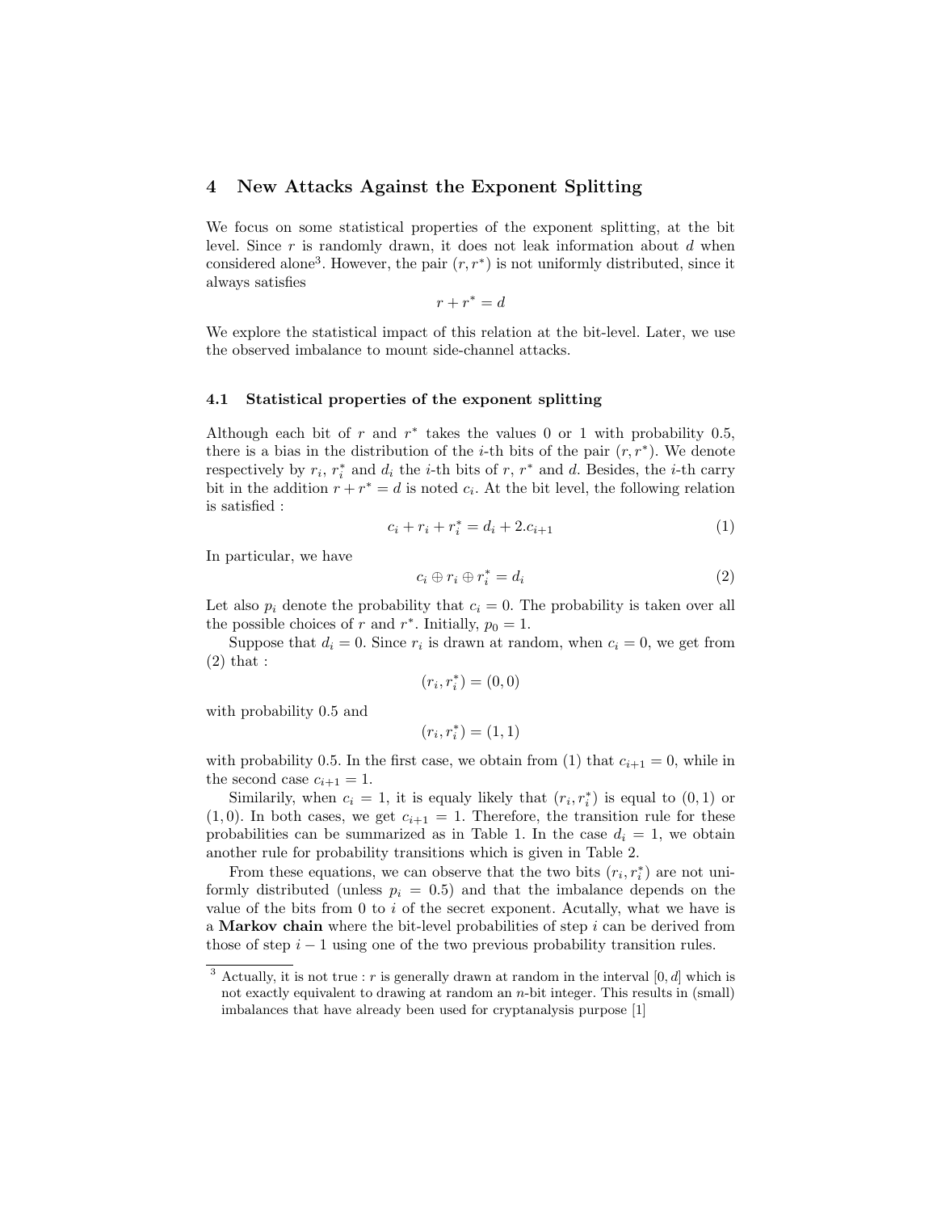## 4 New Attacks Against the Exponent Splitting

We focus on some statistical properties of the exponent splitting, at the bit level. Since $r$ is randomly drawn, it does not leak information about $d$ when considered alone[3]. However, the pair $(r, r^*)$ is not uniformly distributed, since it always satisfies

$$r + r^* = d$$

We explore the statistical impact of this relation at the bit-level. Later, we use the observed imbalance to mount side-channel attacks.

### 4.1 Statistical properties of the exponent splitting

Although each bit of $r$ and $r^*$ takes the values 0 or 1 with probability 0.5, there is a bias in the distribution of the $i$-th bits of the pair $(r, r^*)$. We denote respectively by $r_i$, $r_i^*$ and $d_i$ the $i$-th bits of $r$, $r^*$ and $d$. Besides, the $i$-th carry bit in the addition $r + r^* = d$ is noted $c_i$. At the bit level, the following relation is satisfied :

$$c_i + r_i + r_i^* = d_i + 2.c_{i+1} \tag{1}$$

In particular, we have

$$c_i \oplus r_i \oplus r_i^* = d_i \tag{2}$$

Let also $p_i$ denote the probability that $c_i = 0$. The probability is taken over all the possible choices of $r$ and $r^*$. Initially, $p_0 = 1$.

Suppose that $d_i = 0$. Since $r_i$ is drawn at random, when $c_i = 0$, we get from (2) that :

$$(r_i, r_i^*) = (0, 0)$$

with probability 0.5 and

$$(r_i, r_i^*) = (1, 1)$$

with probability 0.5. In the first case, we obtain from (1) that $c_{i+1} = 0$, while in the second case $c_{i+1} = 1$.

Similarily, when $c_i = 1$, it is equaly likely that $(r_i, r_i^*)$ is equal to $(0, 1)$ or $(1, 0)$. In both cases, we get $c_{i+1} = 1$. Therefore, the transition rule for these probabilities can be summarized as in Table 1. In the case $d_i = 1$, we obtain another rule for probability transitions which is given in Table 2.

From these equations, we can observe that the two bits $(r_i, r_i^*)$ are not uniformly distributed (unless $p_i = 0.5$) and that the imbalance depends on the value of the bits from 0 to $i$ of the secret exponent. Acutally, what we have is a **Markov chain** where the bit-level probabilities of step $i$ can be derived from those of step $i-1$ using one of the two previous probability transition rules.

---

[3] Actually, it is not true : $r$ is generally drawn at random in the interval $[0, d]$ which is not exactly equivalent to drawing at random an $n$-bit integer. This results in (small) imbalances that have already been used for cryptanalysis purpose [1]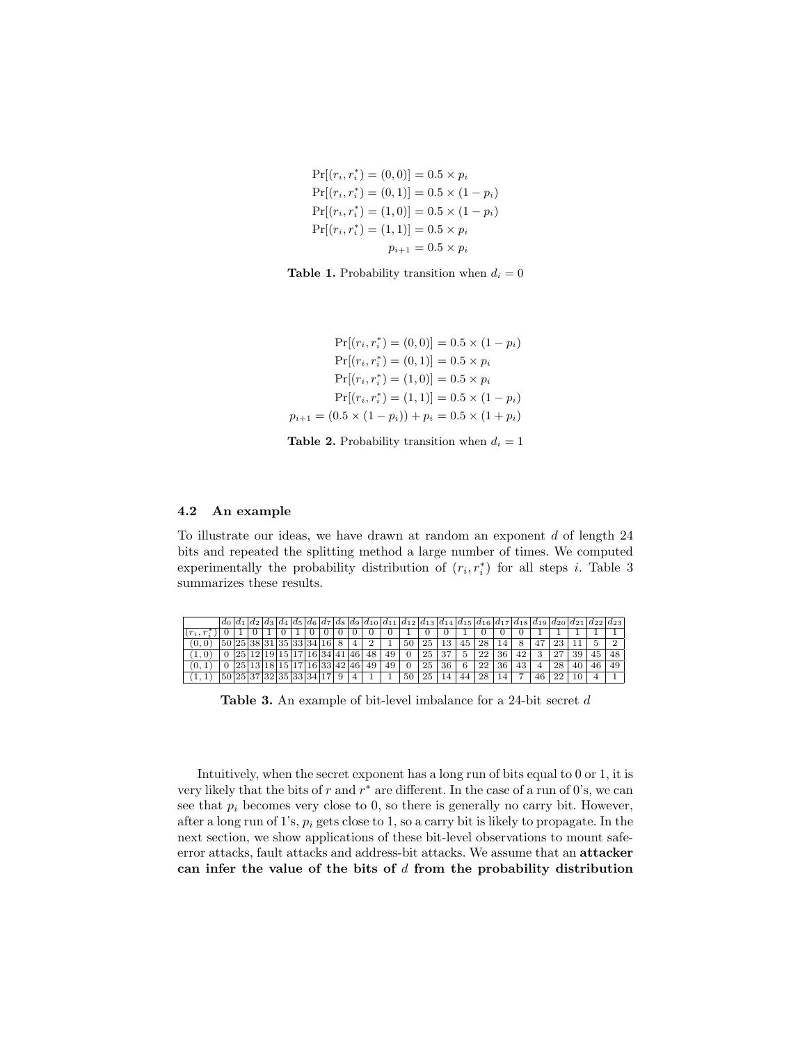$$
\begin{aligned}
\Pr[(r_i, r_i^*) = (0,0)] &= 0.5 \times p_i \\
\Pr[(r_i, r_i^*) = (0,1)] &= 0.5 \times (1 - p_i) \\
\Pr[(r_i, r_i^*) = (1,0)] &= 0.5 \times (1 - p_i) \\
\Pr[(r_i, r_i^*) = (1,1)] &= 0.5 \times p_i \\
p_{i+1} &= 0.5 \times p_i
\end{aligned}
$$

**Table 1.** Probability transition when $d_i = 0$

$$
\begin{aligned}
\Pr[(r_i, r_i^*) = (0,0)] &= 0.5 \times (1 - p_i) \\
\Pr[(r_i, r_i^*) = (0,1)] &= 0.5 \times p_i \\
\Pr[(r_i, r_i^*) = (1,0)] &= 0.5 \times p_i \\
\Pr[(r_i, r_i^*) = (1,1)] &= 0.5 \times (1 - p_i) \\
p_{i+1} = (0.5 \times (1 - p_i)) + p_i &= 0.5 \times (1 + p_i)
\end{aligned}
$$

**Table 2.** Probability transition when $d_i = 1$

### 4.2 An example

To illustrate our ideas, we have drawn at random an exponent $d$ of length 24 bits and repeated the splitting method a large number of times. We computed experimentally the probability distribution of $(r_i, r_i^*)$ for all steps $i$. Table 3 summarizes these results.

| | $d_0$ | $d_1$ | $d_2$ | $d_3$ | $d_4$ | $d_5$ | $d_6$ | $d_7$ | $d_8$ | $d_9$ | $d_{10}$ | $d_{11}$ | $d_{12}$ | $d_{13}$ | $d_{14}$ | $d_{15}$ | $d_{16}$ | $d_{17}$ | $d_{18}$ | $d_{19}$ | $d_{20}$ | $d_{21}$ | $d_{22}$ | $d_{23}$ |
|---|---|---|---|---|---|---|---|---|---|---|---|---|---|---|---|---|---|---|---|---|---|---|---|---|
| $(r_i, r_i^*)$ | 0 | 1 | 0 | 1 | 0 | 1 | 0 | 0 | 0 | 0 | 0 | 0 | 1 | 0 | 0 | 1 | 0 | 0 | 0 | 1 | 1 | 1 | 1 | 1 |
| $(0,0)$ | 50 | 25 | 38 | 31 | 35 | 33 | 34 | 16 | 8 | 4 | 2 | 1 | 50 | 25 | 13 | 45 | 28 | 14 | 8 | 47 | 23 | 11 | 5 | 2 |
| $(1,0)$ | 0 | 25 | 12 | 19 | 15 | 17 | 16 | 34 | 41 | 46 | 48 | 49 | 0 | 25 | 37 | 5 | 22 | 36 | 42 | 3 | 27 | 39 | 45 | 48 |
| $(0,1)$ | 0 | 25 | 13 | 18 | 15 | 17 | 16 | 33 | 42 | 46 | 49 | 49 | 0 | 25 | 36 | 6 | 22 | 36 | 43 | 4 | 28 | 40 | 46 | 49 |
| $(1,1)$ | 50 | 25 | 37 | 32 | 35 | 33 | 34 | 17 | 9 | 4 | 1 | 1 | 50 | 25 | 14 | 44 | 28 | 14 | 7 | 46 | 22 | 10 | 4 | 1 |

**Table 3.** An example of bit-level imbalance for a 24-bit secret $d$

Intuitively, when the secret exponent has a long run of bits equal to 0 or 1, it is very likely that the bits of $r$ and $r^*$ are different. In the case of a run of 0's, we can see that $p_i$ becomes very close to 0, so there is generally no carry bit. However, after a long run of 1's, $p_i$ gets close to 1, so a carry bit is likely to propagate. In the next section, we show applications of these bit-level observations to mount safe-error attacks, fault attacks and address-bit attacks. We assume that an **attacker can infer the value of the bits of $d$ from the probability distribution**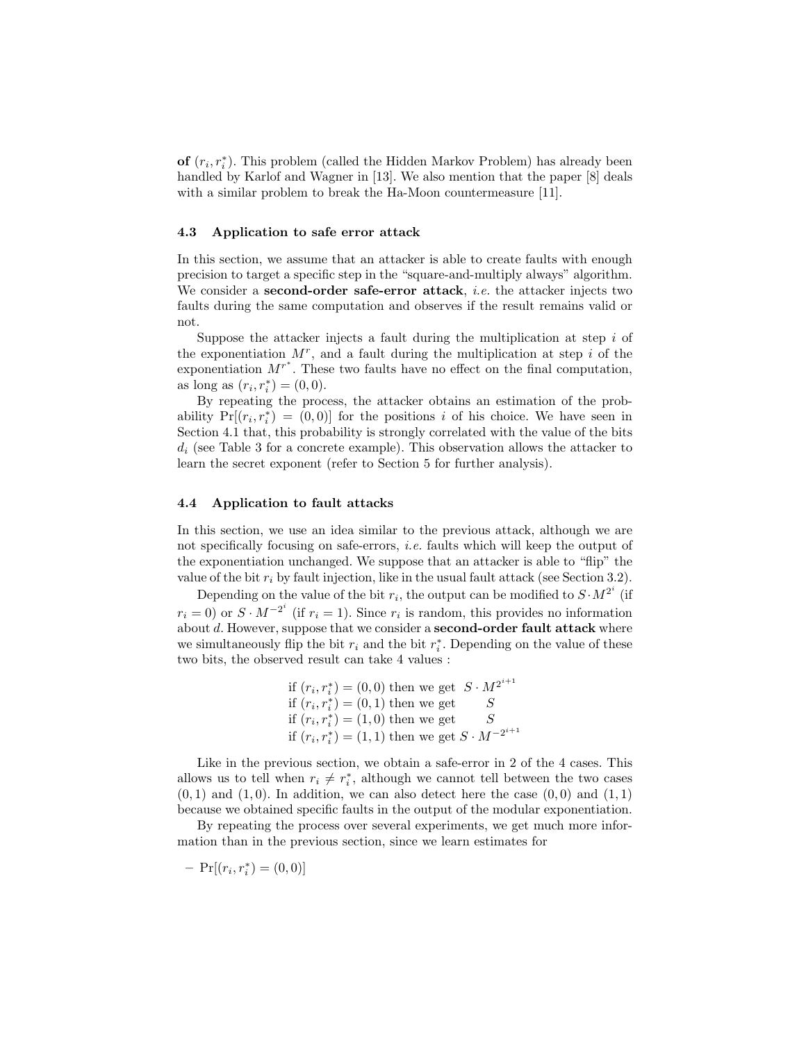**of** $(r_i, r_i^*)$. This problem (called the Hidden Markov Problem) has already been handled by Karlof and Wagner in [13]. We also mention that the paper [8] deals with a similar problem to break the Ha-Moon countermeasure [11].

### 4.3 Application to safe error attack

In this section, we assume that an attacker is able to create faults with enough precision to target a specific step in the "square-and-multiply always" algorithm. We consider a **second-order safe-error attack**, *i.e.* the attacker injects two faults during the same computation and observes if the result remains valid or not.

Suppose the attacker injects a fault during the multiplication at step $i$ of the exponentiation $M^r$, and a fault during the multiplication at step $i$ of the exponentiation $M^{r^*}$. These two faults have no effect on the final computation, as long as $(r_i, r_i^*) = (0, 0)$.

By repeating the process, the attacker obtains an estimation of the probability $\Pr[(r_i, r_i^*) = (0, 0)]$ for the positions $i$ of his choice. We have seen in Section 4.1 that, this probability is strongly correlated with the value of the bits $d_i$ (see Table 3 for a concrete example). This observation allows the attacker to learn the secret exponent (refer to Section 5 for further analysis).

### 4.4 Application to fault attacks

In this section, we use an idea similar to the previous attack, although we are not specifically focusing on safe-errors, *i.e.* faults which will keep the output of the exponentiation unchanged. We suppose that an attacker is able to "flip" the value of the bit $r_i$ by fault injection, like in the usual fault attack (see Section 3.2).

Depending on the value of the bit $r_i$, the output can be modified to $S \cdot M^{2^i}$ (if $r_i = 0$) or $S \cdot M^{-2^i}$ (if $r_i = 1$). Since $r_i$ is random, this provides no information about $d$. However, suppose that we consider a **second-order fault attack** where we simultaneously flip the bit $r_i$ and the bit $r_i^*$. Depending on the value of these two bits, the observed result can take 4 values :

$$
\begin{aligned}
&\text{if } (r_i, r_i^*) = (0, 0) \text{ then we get } S \cdot M^{2^{i+1}} \\
&\text{if } (r_i, r_i^*) = (0, 1) \text{ then we get } S \\
&\text{if } (r_i, r_i^*) = (1, 0) \text{ then we get } S \\
&\text{if } (r_i, r_i^*) = (1, 1) \text{ then we get } S \cdot M^{-2^{i+1}}
\end{aligned}
$$

Like in the previous section, we obtain a safe-error in 2 of the 4 cases. This allows us to tell when $r_i \neq r_i^*$, although we cannot tell between the two cases $(0, 1)$ and $(1, 0)$. In addition, we can also detect here the case $(0, 0)$ and $(1, 1)$ because we obtained specific faults in the output of the modular exponentiation.

By repeating the process over several experiments, we get much more information than in the previous section, since we learn estimates for

- $\Pr[(r_i, r_i^*) = (0, 0)]$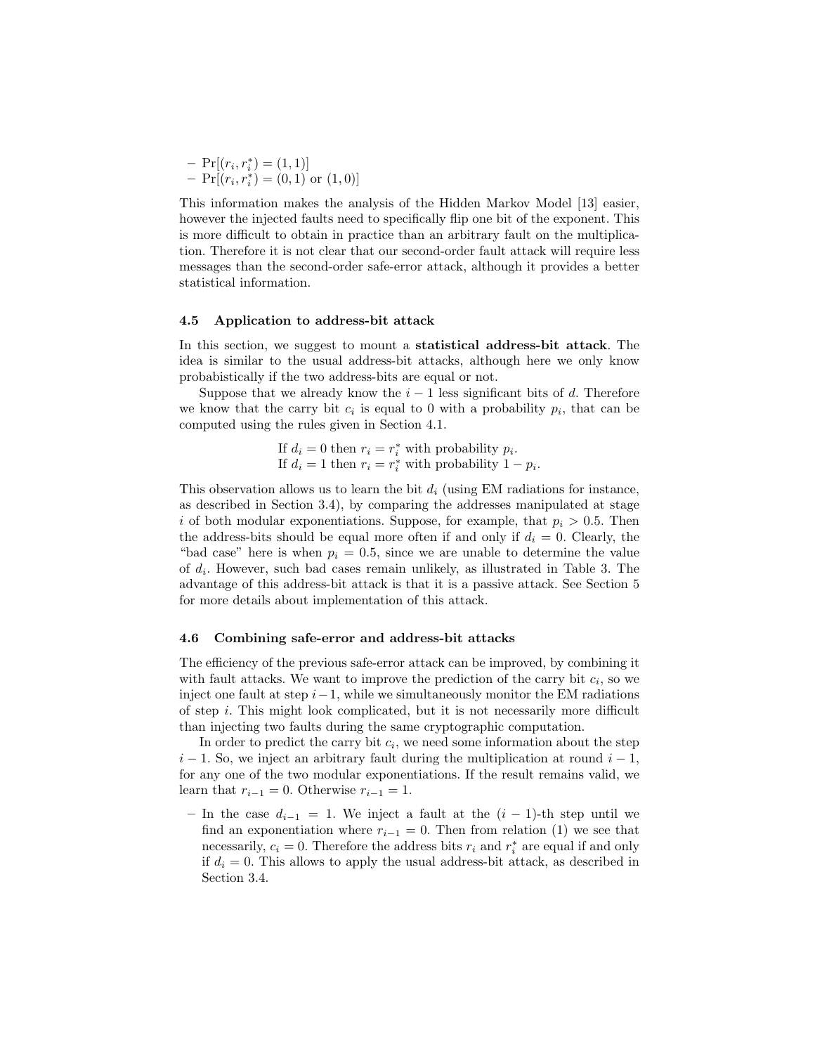- $\Pr[(r_i, r_i^*) = (1, 1)]$
- $\Pr[(r_i, r_i^*) = (0, 1) \text{ or } (1, 0)]$

This information makes the analysis of the Hidden Markov Model [13] easier, however the injected faults need to specifically flip one bit of the exponent. This is more difficult to obtain in practice than an arbitrary fault on the multiplication. Therefore it is not clear that our second-order fault attack will require less messages than the second-order safe-error attack, although it provides a better statistical information.

### 4.5 Application to address-bit attack

In this section, we suggest to mount a **statistical address-bit attack**. The idea is similar to the usual address-bit attacks, although here we only know probabilistically if the two address-bits are equal or not.

Suppose that we already know the $i-1$ less significant bits of $d$. Therefore we know that the carry bit $c_i$ is equal to 0 with a probability $p_i$, that can be computed using the rules given in Section 4.1.

$$\text{If } d_i = 0 \text{ then } r_i = r_i^* \text{ with probability } p_i.$$
$$\text{If } d_i = 1 \text{ then } r_i = r_i^* \text{ with probability } 1 - p_i.$$

This observation allows us to learn the bit $d_i$ (using EM radiations for instance, as described in Section 3.4), by comparing the addresses manipulated at stage $i$ of both modular exponentiations. Suppose, for example, that $p_i > 0.5$. Then the address-bits should be equal more often if and only if $d_i = 0$. Clearly, the "bad case" here is when $p_i = 0.5$, since we are unable to determine the value of $d_i$. However, such bad cases remain unlikely, as illustrated in Table 3. The advantage of this address-bit attack is that it is a passive attack. See Section 5 for more details about implementation of this attack.

### 4.6 Combining safe-error and address-bit attacks

The efficiency of the previous safe-error attack can be improved, by combining it with fault attacks. We want to improve the prediction of the carry bit $c_i$, so we inject one fault at step $i-1$, while we simultaneously monitor the EM radiations of step $i$. This might look complicated, but it is not necessarily more difficult than injecting two faults during the same cryptographic computation.

In order to predict the carry bit $c_i$, we need some information about the step $i-1$. So, we inject an arbitrary fault during the multiplication at round $i-1$, for any one of the two modular exponentiations. If the result remains valid, we learn that $r_{i-1} = 0$. Otherwise $r_{i-1} = 1$.

- In the case $d_{i-1} = 1$. We inject a fault at the $(i-1)$-th step until we find an exponentiation where $r_{i-1} = 0$. Then from relation (1) we see that necessarily, $c_i = 0$. Therefore the address bits $r_i$ and $r_i^*$ are equal if and only if $d_i = 0$. This allows to apply the usual address-bit attack, as described in Section 3.4.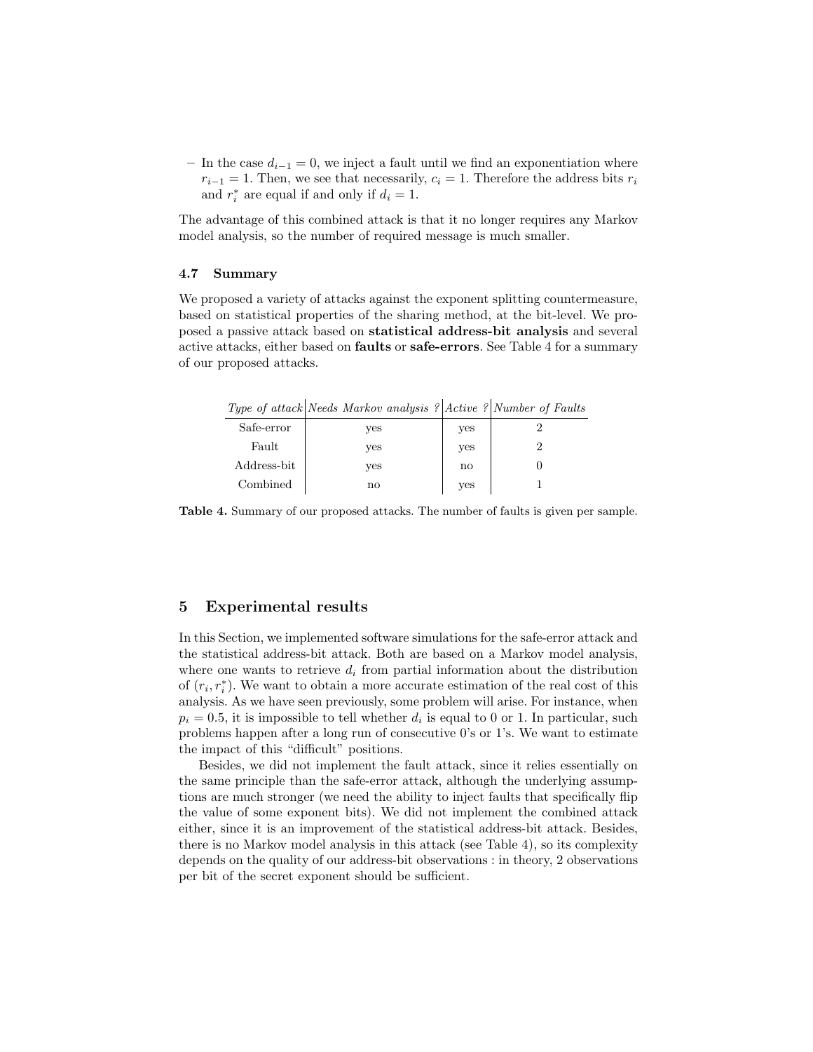– In the case $d_{i-1} = 0$, we inject a fault until we find an exponentiation where $r_{i-1} = 1$. Then, we see that necessarily, $c_i = 1$. Therefore the address bits $r_i$ and $r_i^*$ are equal if and only if $d_i = 1$.

The advantage of this combined attack is that it no longer requires any Markov model analysis, so the number of required message is much smaller.

### 4.7 Summary

We proposed a variety of attacks against the exponent splitting countermeasure, based on statistical properties of the sharing method, at the bit-level. We proposed a passive attack based on **statistical address-bit analysis** and several active attacks, either based on **faults** or **safe-errors**. See Table 4 for a summary of our proposed attacks.

| *Type of attack* | *Needs Markov analysis ?* | *Active ?* | *Number of Faults* |
|---|---|---|---|
| Safe-error | yes | yes | 2 |
| Fault | yes | yes | 2 |
| Address-bit | yes | no | 0 |
| Combined | no | yes | 1 |

**Table 4.** Summary of our proposed attacks. The number of faults is given per sample.

## 5 Experimental results

In this Section, we implemented software simulations for the safe-error attack and the statistical address-bit attack. Both are based on a Markov model analysis, where one wants to retrieve $d_i$ from partial information about the distribution of $(r_i, r_i^*)$. We want to obtain a more accurate estimation of the real cost of this analysis. As we have seen previously, some problem will arise. For instance, when $p_i = 0.5$, it is impossible to tell whether $d_i$ is equal to 0 or 1. In particular, such problems happen after a long run of consecutive 0's or 1's. We want to estimate the impact of this "difficult" positions.

Besides, we did not implement the fault attack, since it relies essentially on the same principle than the safe-error attack, although the underlying assumptions are much stronger (we need the ability to inject faults that specifically flip the value of some exponent bits). We did not implement the combined attack either, since it is an improvement of the statistical address-bit attack. Besides, there is no Markov model analysis in this attack (see Table 4), so its complexity depends on the quality of our address-bit observations : in theory, 2 observations per bit of the secret exponent should be sufficient.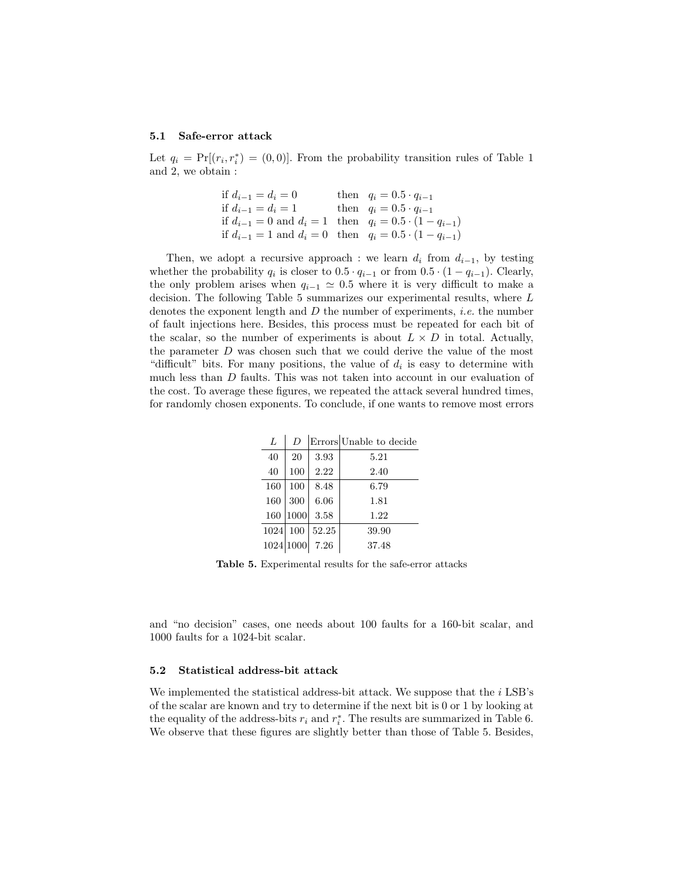### 5.1 Safe-error attack

Let $q_i = \Pr[(r_i, r_i^*) = (0,0)]$. From the probability transition rules of Table 1 and 2, we obtain :

$$
\begin{array}{ll}
\text{if } d_{i-1} = d_i = 0 & \text{then} \quad q_i = 0.5 \cdot q_{i-1} \\
\text{if } d_{i-1} = d_i = 1 & \text{then} \quad q_i = 0.5 \cdot q_{i-1} \\
\text{if } d_{i-1} = 0 \text{ and } d_i = 1 & \text{then} \quad q_i = 0.5 \cdot (1 - q_{i-1}) \\
\text{if } d_{i-1} = 1 \text{ and } d_i = 0 & \text{then} \quad q_i = 0.5 \cdot (1 - q_{i-1})
\end{array}
$$

Then, we adopt a recursive approach : we learn $d_i$ from $d_{i-1}$, by testing whether the probability $q_i$ is closer to $0.5 \cdot q_{i-1}$ or from $0.5 \cdot (1 - q_{i-1})$. Clearly, the only problem arises when $q_{i-1} \simeq 0.5$ where it is very difficult to make a decision. The following Table 5 summarizes our experimental results, where $L$ denotes the exponent length and $D$ the number of experiments, *i.e.* the number of fault injections here. Besides, this process must be repeated for each bit of the scalar, so the number of experiments is about $L \times D$ in total. Actually, the parameter $D$ was chosen such that we could derive the value of the most "difficult" bits. For many positions, the value of $d_i$ is easy to determine with much less than $D$ faults. This was not taken into account in our evaluation of the cost. To average these figures, we repeated the attack several hundred times, for randomly chosen exponents. To conclude, if one wants to remove most errors and "no decision" cases, one needs about 100 faults for a 160-bit scalar, and 1000 faults for a 1024-bit scalar.

| $L$ | $D$ | Errors | Unable to decide |
|---|---|---|---|
| 40 | 20 | 3.93 | 5.21 |
| 40 | 100 | 2.22 | 2.40 |
| 160 | 100 | 8.48 | 6.79 |
| 160 | 300 | 6.06 | 1.81 |
| 160 | 1000 | 3.58 | 1.22 |
| 1024 | 100 | 52.25 | 39.90 |
| 1024 | 1000 | 7.26 | 37.48 |

**Table 5.** Experimental results for the safe-error attacks

### 5.2 Statistical address-bit attack

We implemented the statistical address-bit attack. We suppose that the $i$ LSB's of the scalar are known and try to determine if the next bit is 0 or 1 by looking at the equality of the address-bits $r_i$ and $r_i^*$. The results are summarized in Table 6. We observe that these figures are slightly better than those of Table 5. Besides,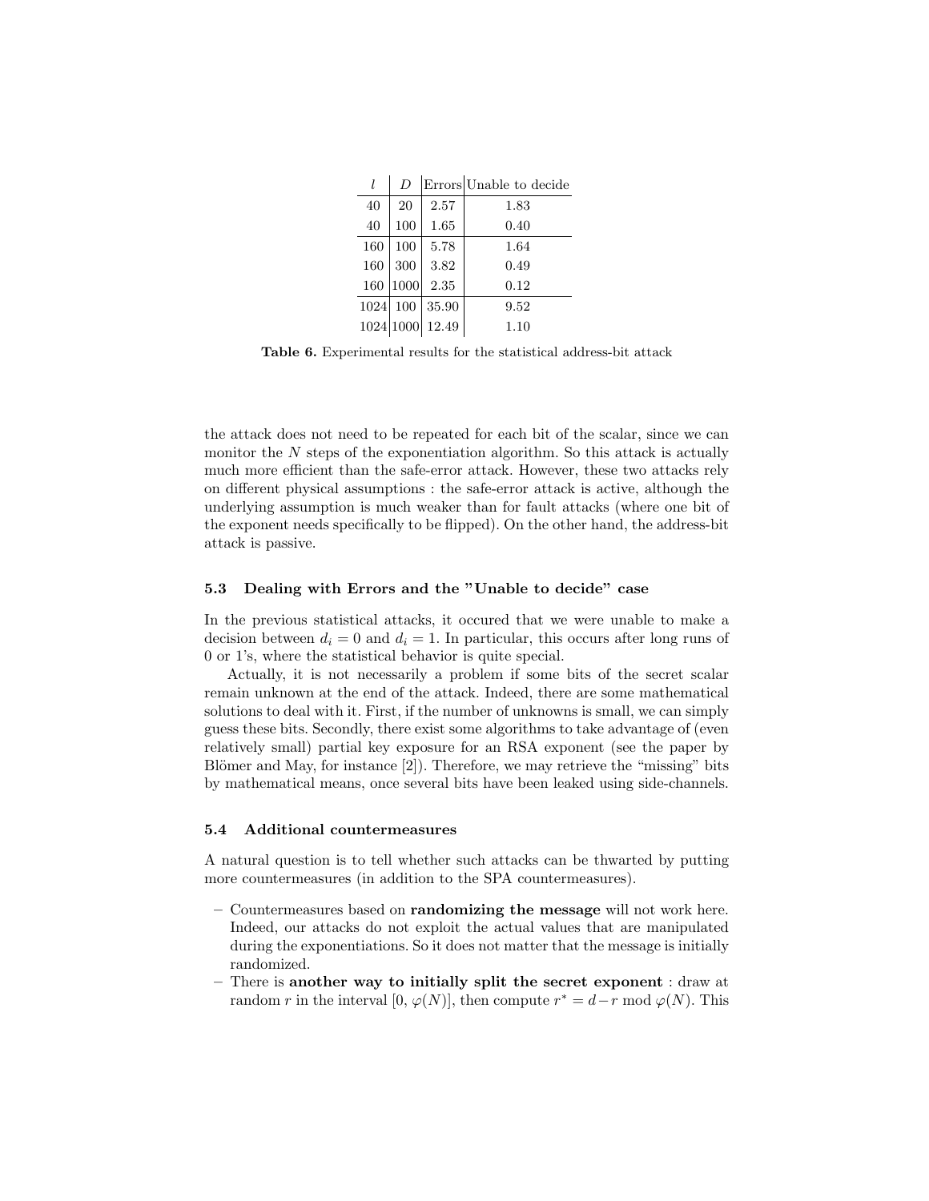| $l$ | $D$ | Errors | Unable to decide |
|---|---|---|---|
| 40 | 20 | 2.57 | 1.83 |
| 40 | 100 | 1.65 | 0.40 |
| 160 | 100 | 5.78 | 1.64 |
| 160 | 300 | 3.82 | 0.49 |
| 160 | 1000 | 2.35 | 0.12 |
| 1024 | 100 | 35.90 | 9.52 |
| 1024 | 1000 | 12.49 | 1.10 |

**Table 6.** Experimental results for the statistical address-bit attack

the attack does not need to be repeated for each bit of the scalar, since we can monitor the $N$ steps of the exponentiation algorithm. So this attack is actually much more efficient than the safe-error attack. However, these two attacks rely on different physical assumptions : the safe-error attack is active, although the underlying assumption is much weaker than for fault attacks (where one bit of the exponent needs specifically to be flipped). On the other hand, the address-bit attack is passive.

### 5.3 Dealing with Errors and the "Unable to decide" case

In the previous statistical attacks, it occured that we were unable to make a decision between $d_i = 0$ and $d_i = 1$. In particular, this occurs after long runs of 0 or 1's, where the statistical behavior is quite special.

Actually, it is not necessarily a problem if some bits of the secret scalar remain unknown at the end of the attack. Indeed, there are some mathematical solutions to deal with it. First, if the number of unknowns is small, we can simply guess these bits. Secondly, there exist some algorithms to take advantage of (even relatively small) partial key exposure for an RSA exponent (see the paper by Blömer and May, for instance [2]). Therefore, we may retrieve the "missing" bits by mathematical means, once several bits have been leaked using side-channels.

### 5.4 Additional countermeasures

A natural question is to tell whether such attacks can be thwarted by putting more countermeasures (in addition to the SPA countermeasures).

- Countermeasures based on **randomizing the message** will not work here. Indeed, our attacks do not exploit the actual values that are manipulated during the exponentiations. So it does not matter that the message is initially randomized.
- There is **another way to initially split the secret exponent** : draw at random $r$ in the interval $[0, \varphi(N)]$, then compute $r^* = d - r \bmod \varphi(N)$. This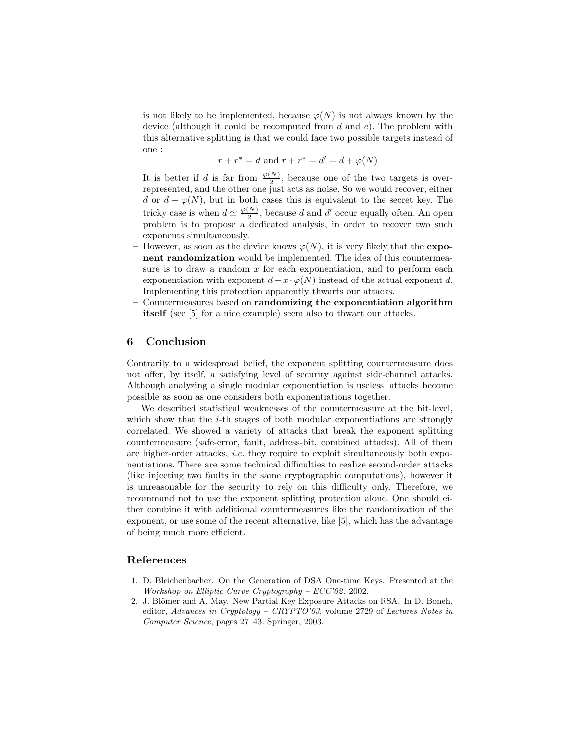is not likely to be implemented, because $\varphi(N)$ is not always known by the device (although it could be recomputed from $d$ and $e$). The problem with this alternative splitting is that we could face two possible targets instead of one :

$$r + r^* = d \text{ and } r + r^* = d' = d + \varphi(N)$$

It is better if $d$ is far from $\frac{\varphi(N)}{2}$, because one of the two targets is over-represented, and the other one just acts as noise. So we would recover, either $d$ or $d + \varphi(N)$, but in both cases this is equivalent to the secret key. The tricky case is when $d \simeq \frac{\varphi(N)}{2}$, because $d$ and $d'$ occur equally often. An open problem is to propose a dedicated analysis, in order to recover two such exponents simultaneously.

- However, as soon as the device knows $\varphi(N)$, it is very likely that the **exponent randomization** would be implemented. The idea of this countermeasure is to draw a random $x$ for each exponentiation, and to perform each exponentiation with exponent $d + x \cdot \varphi(N)$ instead of the actual exponent $d$. Implementing this protection apparently thwarts our attacks.
- Countermeasures based on **randomizing the exponentiation algorithm itself** (see [5] for a nice example) seem also to thwart our attacks.

## 6 Conclusion

Contrarily to a widespread belief, the exponent splitting countermeasure does not offer, by itself, a satisfying level of security against side-channel attacks. Although analyzing a single modular exponentiation is useless, attacks become possible as soon as one considers both exponentiations together.

We described statistical weaknesses of the countermeasure at the bit-level, which show that the $i$-th stages of both modular exponentiations are strongly correlated. We showed a variety of attacks that break the exponent splitting countermeasure (safe-error, fault, address-bit, combined attacks). All of them are higher-order attacks, *i.e.* they require to exploit simultaneously both exponentiations. There are some technical difficulties to realize second-order attacks (like injecting two faults in the same cryptographic computations), however it is unreasonable for the security to rely on this difficulty only. Therefore, we recommand not to use the exponent splitting protection alone. One should either combine it with additional countermeasures like the randomization of the exponent, or use some of the recent alternative, like [5], which has the advantage of being much more efficient.

## References

1. D. Bleichenbacher. On the Generation of DSA One-time Keys. Presented at the *Workshop on Elliptic Curve Cryptography – ECC'02*, 2002.
2. J. Blömer and A. May. New Partial Key Exposure Attacks on RSA. In D. Boneh, editor, *Advances in Cryptology – CRYPTO'03*, volume 2729 of *Lectures Notes in Computer Science*, pages 27–43. Springer, 2003.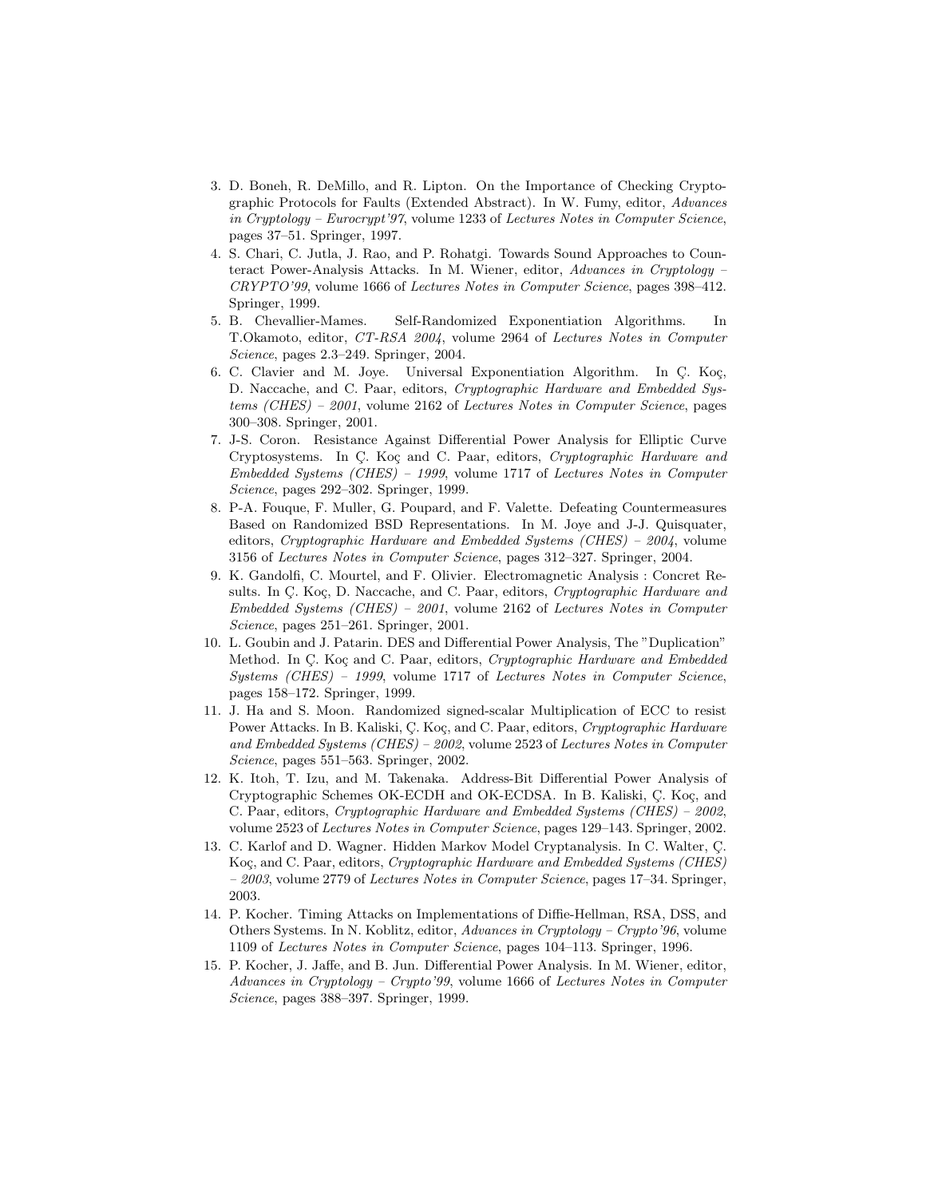3. D. Boneh, R. DeMillo, and R. Lipton. On the Importance of Checking Cryptographic Protocols for Faults (Extended Abstract). In W. Fumy, editor, *Advances in Cryptology – Eurocrypt'97*, volume 1233 of *Lectures Notes in Computer Science*, pages 37–51. Springer, 1997.
4. S. Chari, C. Jutla, J. Rao, and P. Rohatgi. Towards Sound Approaches to Counteract Power-Analysis Attacks. In M. Wiener, editor, *Advances in Cryptology – CRYPTO'99*, volume 1666 of *Lectures Notes in Computer Science*, pages 398–412. Springer, 1999.
5. B. Chevallier-Mames. Self-Randomized Exponentiation Algorithms. In T.Okamoto, editor, *CT-RSA 2004*, volume 2964 of *Lectures Notes in Computer Science*, pages 2.3–249. Springer, 2004.
6. C. Clavier and M. Joye. Universal Exponentiation Algorithm. In Ç. Koç, D. Naccache, and C. Paar, editors, *Cryptographic Hardware and Embedded Systems (CHES) – 2001*, volume 2162 of *Lectures Notes in Computer Science*, pages 300–308. Springer, 2001.
7. J-S. Coron. Resistance Against Differential Power Analysis for Elliptic Curve Cryptosystems. In Ç. Koç and C. Paar, editors, *Cryptographic Hardware and Embedded Systems (CHES) – 1999*, volume 1717 of *Lectures Notes in Computer Science*, pages 292–302. Springer, 1999.
8. P-A. Fouque, F. Muller, G. Poupard, and F. Valette. Defeating Countermeasures Based on Randomized BSD Representations. In M. Joye and J-J. Quisquater, editors, *Cryptographic Hardware and Embedded Systems (CHES) – 2004*, volume 3156 of *Lectures Notes in Computer Science*, pages 312–327. Springer, 2004.
9. K. Gandolfi, C. Mourtel, and F. Olivier. Electromagnetic Analysis : Concrete Results. In Ç. Koç, D. Naccache, and C. Paar, editors, *Cryptographic Hardware and Embedded Systems (CHES) – 2001*, volume 2162 of *Lectures Notes in Computer Science*, pages 251–261. Springer, 2001.
10. L. Goubin and J. Patarin. DES and Differential Power Analysis, The "Duplication" Method. In Ç. Koç and C. Paar, editors, *Cryptographic Hardware and Embedded Systems (CHES) – 1999*, volume 1717 of *Lectures Notes in Computer Science*, pages 158–172. Springer, 1999.
11. J. Ha and S. Moon. Randomized signed-scalar Multiplication of ECC to resist Power Attacks. In B. Kaliski, Ç. Koç, and C. Paar, editors, *Cryptographic Hardware and Embedded Systems (CHES) – 2002*, volume 2523 of *Lectures Notes in Computer Science*, pages 551–563. Springer, 2002.
12. K. Itoh, T. Izu, and M. Takenaka. Address-Bit Differential Power Analysis of Cryptographic Schemes OK-ECDH and OK-ECDSA. In B. Kaliski, Ç. Koç, and C. Paar, editors, *Cryptographic Hardware and Embedded Systems (CHES) – 2002*, volume 2523 of *Lectures Notes in Computer Science*, pages 129–143. Springer, 2002.
13. C. Karlof and D. Wagner. Hidden Markov Model Cryptanalysis. In C. Walter, Ç. Koç, and C. Paar, editors, *Cryptographic Hardware and Embedded Systems (CHES) – 2003*, volume 2779 of *Lectures Notes in Computer Science*, pages 17–34. Springer, 2003.
14. P. Kocher. Timing Attacks on Implementations of Diffie-Hellman, RSA, DSS, and Others Systems. In N. Koblitz, editor, *Advances in Cryptology – Crypto'96*, volume 1109 of *Lectures Notes in Computer Science*, pages 104–113. Springer, 1996.
15. P. Kocher, J. Jaffe, and B. Jun. Differential Power Analysis. In M. Wiener, editor, *Advances in Cryptology – Crypto'99*, volume 1666 of *Lectures Notes in Computer Science*, pages 388–397. Springer, 1999.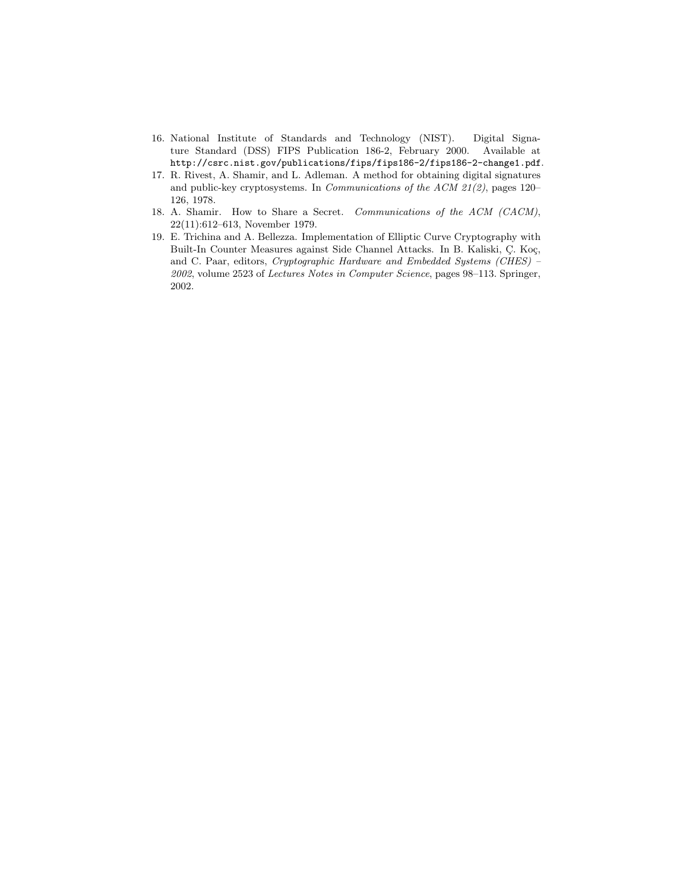16. National Institute of Standards and Technology (NIST). Digital Signature Standard (DSS) FIPS Publication 186-2, February 2000. Available at `http://csrc.nist.gov/publications/fips/fips186-2/fips186-2-change1.pdf`.
17. R. Rivest, A. Shamir, and L. Adleman. A method for obtaining digital signatures and public-key cryptosystems. In *Communications of the ACM 21(2)*, pages 120–126, 1978.
18. A. Shamir. How to Share a Secret. *Communications of the ACM (CACM)*, 22(11):612–613, November 1979.
19. E. Trichina and A. Bellezza. Implementation of Elliptic Curve Cryptography with Built-In Counter Measures against Side Channel Attacks. In B. Kaliski, Ç. Koç, and C. Paar, editors, *Cryptographic Hardware and Embedded Systems (CHES) – 2002*, volume 2523 of *Lectures Notes in Computer Science*, pages 98–113. Springer, 2002.